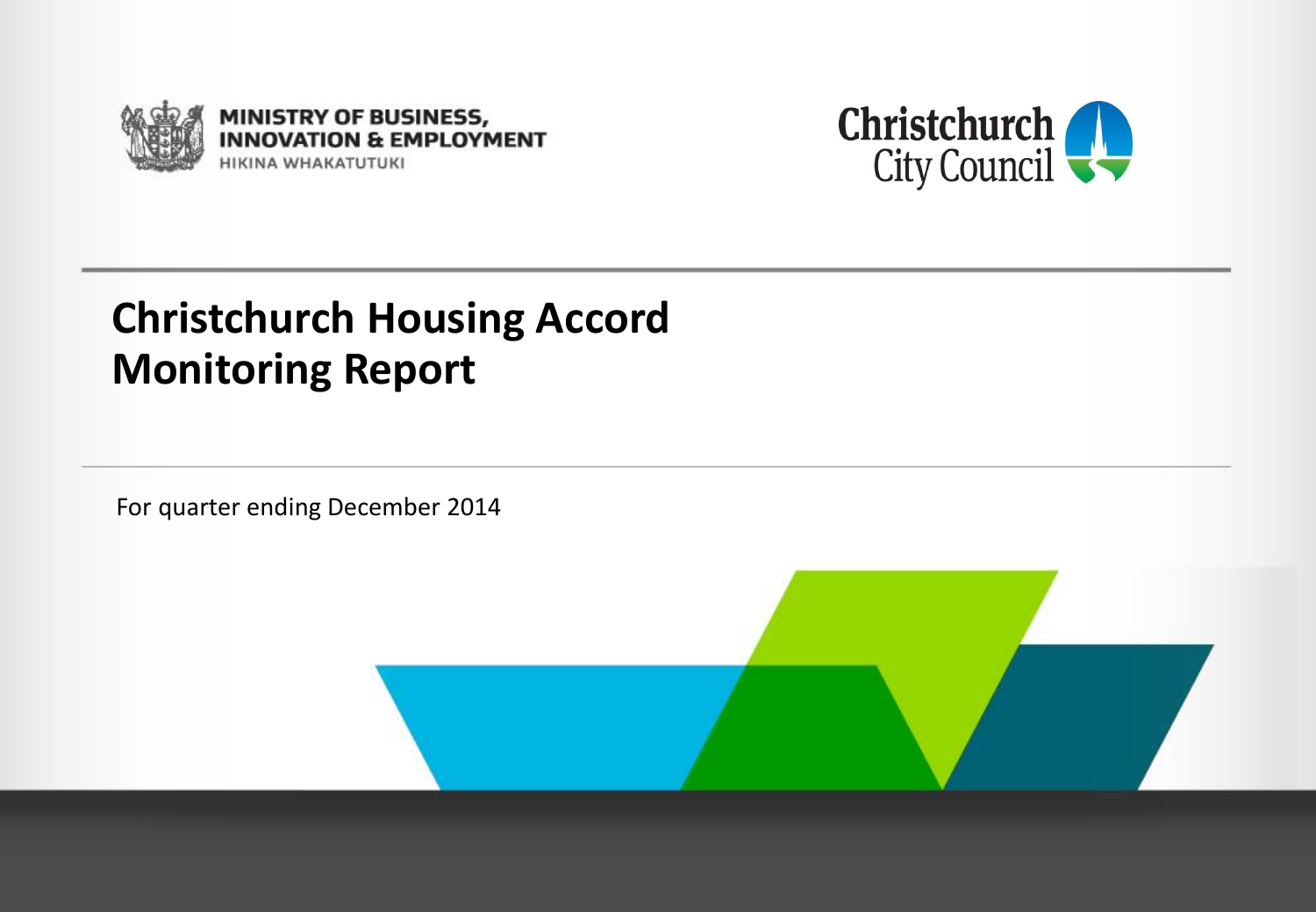MINISTRY OF BUSINESS, INNOVATION & EMPLOYMENT
HIKINA WHAKATUTUKI

Christchurch City Council

# Christchurch Housing Accord Monitoring Report

For quarter ending December 2014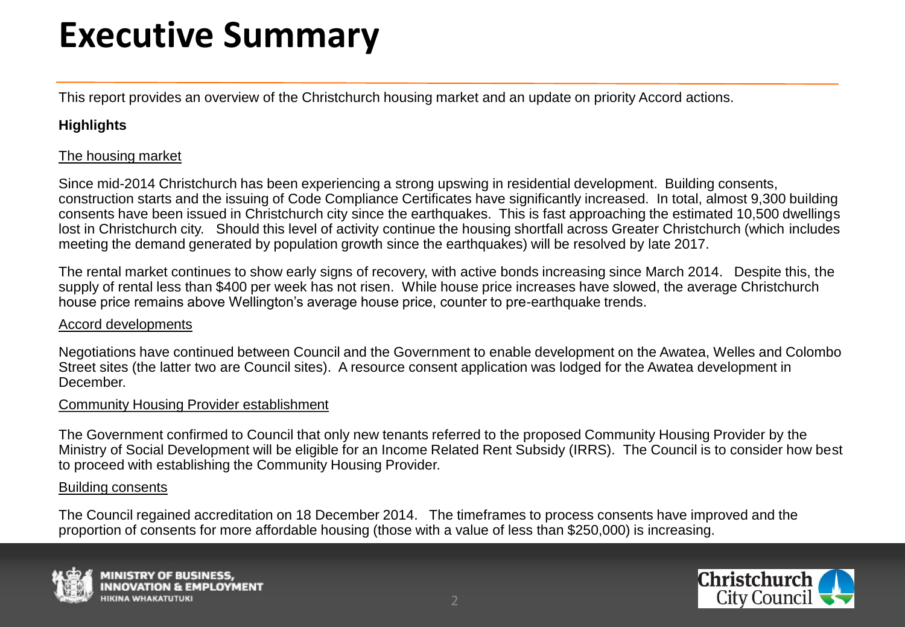# Executive Summary

This report provides an overview of the Christchurch housing market and an update on priority Accord actions.

**Highlights**

<u>The housing market</u>

Since mid-2014 Christchurch has been experiencing a strong upswing in residential development. Building consents, construction starts and the issuing of Code Compliance Certificates have significantly increased. In total, almost 9,300 building consents have been issued in Christchurch city since the earthquakes. This is fast approaching the estimated 10,500 dwellings lost in Christchurch city. Should this level of activity continue the housing shortfall across Greater Christchurch (which includes meeting the demand generated by population growth since the earthquakes) will be resolved by late 2017.

The rental market continues to show early signs of recovery, with active bonds increasing since March 2014. Despite this, the supply of rental less than $400 per week has not risen. While house price increases have slowed, the average Christchurch house price remains above Wellington's average house price, counter to pre-earthquake trends.

<u>Accord developments</u>

Negotiations have continued between Council and the Government to enable development on the Awatea, Welles and Colombo Street sites (the latter two are Council sites). A resource consent application was lodged for the Awatea development in December.

<u>Community Housing Provider establishment</u>

The Government confirmed to Council that only new tenants referred to the proposed Community Housing Provider by the Ministry of Social Development will be eligible for an Income Related Rent Subsidy (IRRS). The Council is to consider how best to proceed with establishing the Community Housing Provider.

<u>Building consents</u>

The Council regained accreditation on 18 December 2014. The timeframes to process consents have improved and the proportion of consents for more affordable housing (those with a value of less than $250,000) is increasing.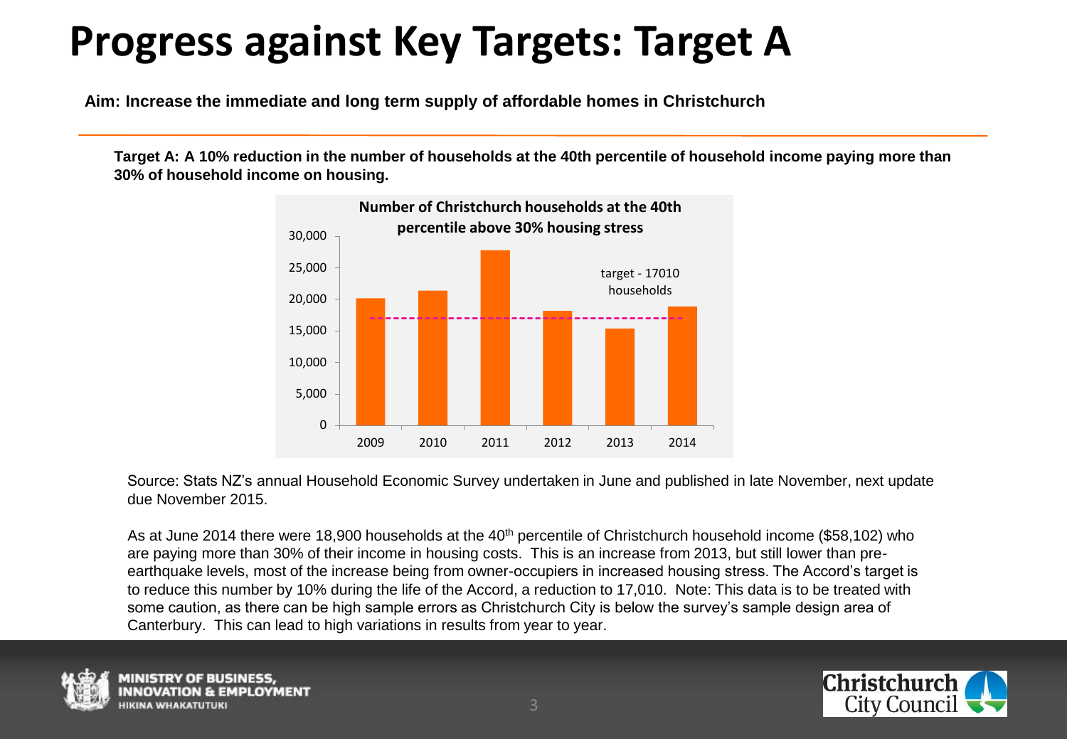# Progress against Key Targets: Target A

**Aim: Increase the immediate and long term supply of affordable homes in Christchurch**

**Target A: A 10% reduction in the number of households at the 40th percentile of household income paying more than 30% of household income on housing.**

**Number of Christchurch households at the 40th percentile above 30% housing stress**

target - 17010 households

Source: Stats NZ's annual Household Economic Survey undertaken in June and published in late November, next update due November 2015.

As at June 2014 there were 18,900 households at the 40th percentile of Christchurch household income ($58,102) who are paying more than 30% of their income in housing costs. This is an increase from 2013, but still lower than pre-earthquake levels, most of the increase being from owner-occupiers in increased housing stress. The Accord's target is to reduce this number by 10% during the life of the Accord, a reduction to 17,010. Note: This data is to be treated with some caution, as there can be high sample errors as Christchurch City is below the survey's sample design area of Canterbury. This can lead to high variations in results from year to year.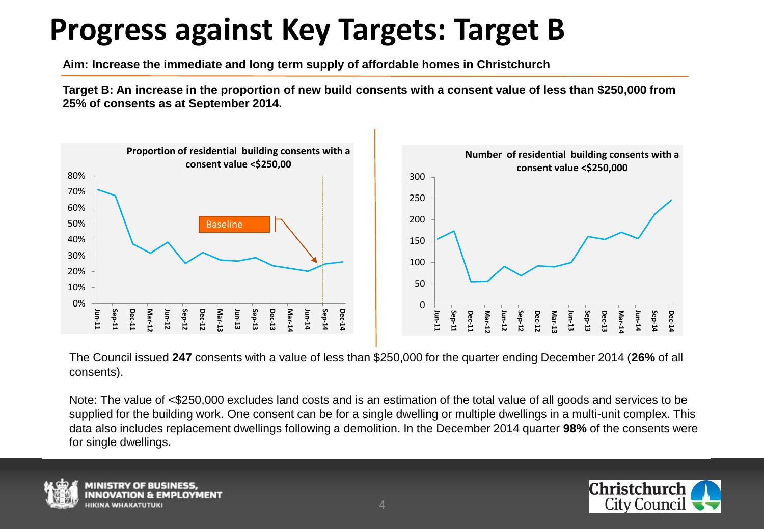# Progress against Key Targets: Target B

**Aim: Increase the immediate and long term supply of affordable homes in Christchurch**

**Target B: An increase in the proportion of new build consents with a consent value of less than $250,000 from 25% of consents as at September 2014.**

**Proportion of residential building consents with a consent value <$250,00**

**Number of residential building consents with a consent value <$250,000**

The Council issued **247** consents with a value of less than $250,000 for the quarter ending December 2014 (**26%** of all consents).

Note: The value of <$250,000 excludes land costs and is an estimation of the total value of all goods and services to be supplied for the building work. One consent can be for a single dwelling or multiple dwellings in a multi-unit complex. This data also includes replacement dwellings following a demolition. In the December 2014 quarter **98%** of the consents were for single dwellings.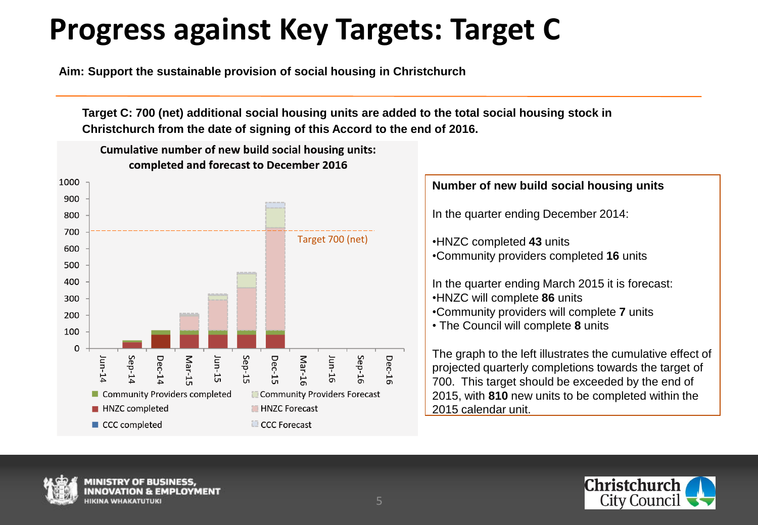# Progress against Key Targets: Target C

**Aim: Support the sustainable provision of social housing in Christchurch**

**Target C: 700 (net) additional social housing units are added to the total social housing stock in Christchurch from the date of signing of this Accord to the end of 2016.**

**Cumulative number of new build social housing units: completed and forecast to December 2016**

Target 700 (net)

Jun-14, Sep-14, Dec-14, Mar-15, Jun-15, Sep-15, Dec-15, Mar-16, Jun-16, Sep-16, Dec-16

- Community Providers completed
- Community Providers Forecast
- HNZC completed
- HNZC Forecast
- CCC completed
- CCC Forecast

**Number of new build social housing units**

In the quarter ending December 2014:

- HNZC completed **43** units
- Community providers completed **16** units

In the quarter ending March 2015 it is forecast:

- HNZC will complete **86** units
- Community providers will complete **7** units
- The Council will complete **8** units

The graph to the left illustrates the cumulative effect of projected quarterly completions towards the target of 700. This target should be exceeded by the end of 2015, with **810** new units to be completed within the 2015 calendar unit.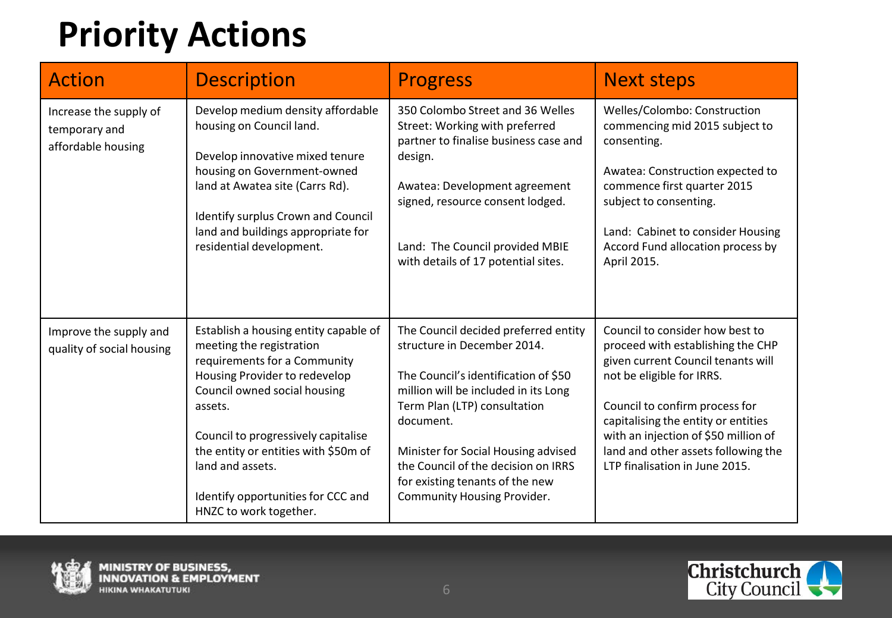# Priority Actions

| Action | Description | Progress | Next steps |
|---|---|---|---|
| Increase the supply of temporary and affordable housing | Develop medium density affordable housing on Council land.<br><br>Develop innovative mixed tenure housing on Government-owned land at Awatea site (Carrs Rd).<br><br>Identify surplus Crown and Council land and buildings appropriate for residential development. | 350 Colombo Street and 36 Welles Street: Working with preferred partner to finalise business case and design.<br><br>Awatea: Development agreement signed, resource consent lodged.<br><br>Land: The Council provided MBIE with details of 17 potential sites. | Welles/Colombo: Construction commencing mid 2015 subject to consenting.<br><br>Awatea: Construction expected to commence first quarter 2015 subject to consenting.<br><br>Land: Cabinet to consider Housing Accord Fund allocation process by April 2015. |
| Improve the supply and quality of social housing | Establish a housing entity capable of meeting the registration requirements for a Community Housing Provider to redevelop Council owned social housing assets.<br><br>Council to progressively capitalise the entity or entities with $50m of land and assets.<br><br>Identify opportunities for CCC and HNZC to work together. | The Council decided preferred entity structure in December 2014.<br><br>The Council's identification of $50 million will be included in its Long Term Plan (LTP) consultation document.<br><br>Minister for Social Housing advised the Council of the decision on IRRS for existing tenants of the new Community Housing Provider. | Council to consider how best to proceed with establishing the CHP given current Council tenants will not be eligible for IRRS.<br><br>Council to confirm process for capitalising the entity or entities with an injection of $50 million of land and other assets following the LTP finalisation in June 2015. |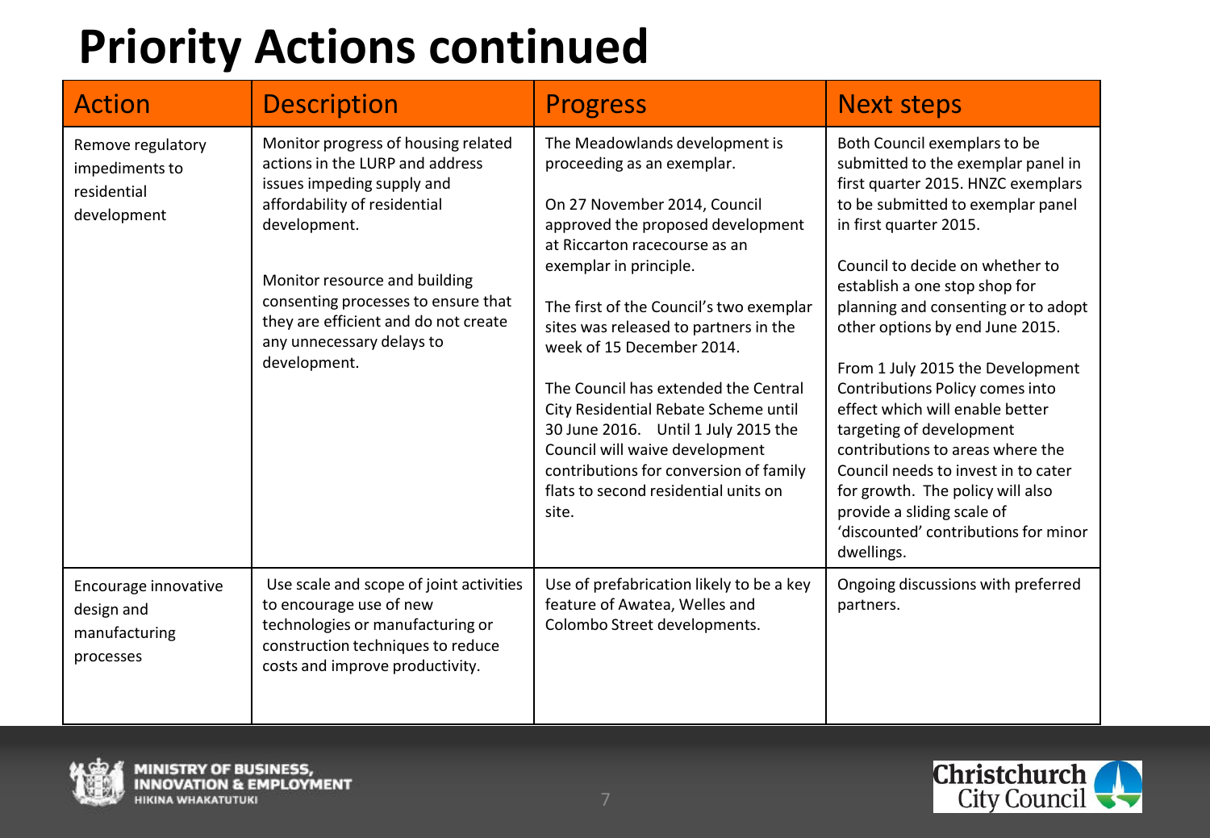# Priority Actions continued

| Action | Description | Progress | Next steps |
|---|---|---|---|
| Remove regulatory impediments to residential development | Monitor progress of housing related actions in the LURP and address issues impeding supply and affordability of residential development.<br><br>Monitor resource and building consenting processes to ensure that they are efficient and do not create any unnecessary delays to development. | The Meadowlands development is proceeding as an exemplar.<br><br>On 27 November 2014, Council approved the proposed development at Riccarton racecourse as an exemplar in principle.<br><br>The first of the Council's two exemplar sites was released to partners in the week of 15 December 2014.<br><br>The Council has extended the Central City Residential Rebate Scheme until 30 June 2016. Until 1 July 2015 the Council will waive development contributions for conversion of family flats to second residential units on site. | Both Council exemplars to be submitted to the exemplar panel in first quarter 2015. HNZC exemplars to be submitted to exemplar panel in first quarter 2015.<br><br>Council to decide on whether to establish a one stop shop for planning and consenting or to adopt other options by end June 2015.<br><br>From 1 July 2015 the Development Contributions Policy comes into effect which will enable better targeting of development contributions to areas where the Council needs to invest in to cater for growth. The policy will also provide a sliding scale of 'discounted' contributions for minor dwellings. |
| Encourage innovative design and manufacturing processes | Use scale and scope of joint activities to encourage use of new technologies or manufacturing or construction techniques to reduce costs and improve productivity. | Use of prefabrication likely to be a key feature of Awatea, Welles and Colombo Street developments. | Ongoing discussions with preferred partners. |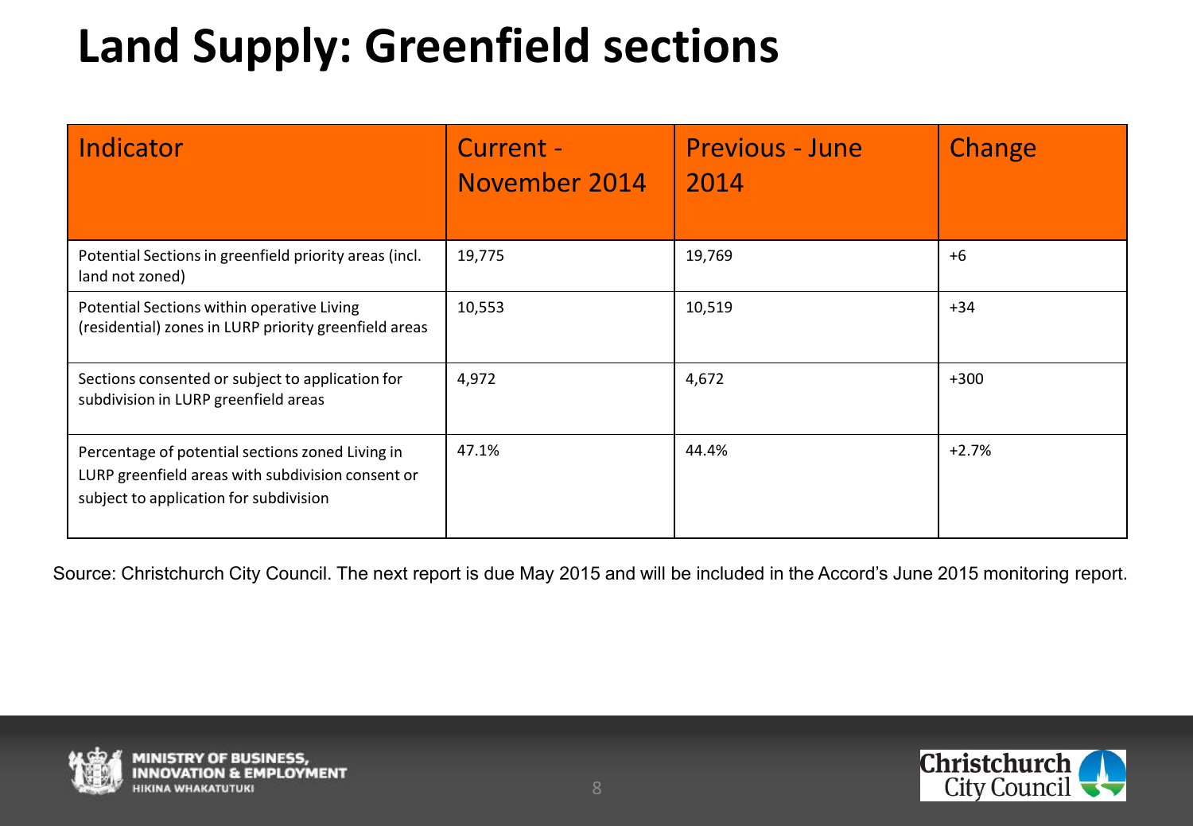# Land Supply: Greenfield sections

| Indicator | Current - November 2014 | Previous - June 2014 | Change |
|---|---|---|---|
| Potential Sections in greenfield priority areas (incl. land not zoned) | 19,775 | 19,769 | +6 |
| Potential Sections within operative Living (residential) zones in LURP priority greenfield areas | 10,553 | 10,519 | +34 |
| Sections consented or subject to application for subdivision in LURP greenfield areas | 4,972 | 4,672 | +300 |
| Percentage of potential sections zoned Living in LURP greenfield areas with subdivision consent or subject to application for subdivision | 47.1% | 44.4% | +2.7% |

Source: Christchurch City Council. The next report is due May 2015 and will be included in the Accord's June 2015 monitoring report.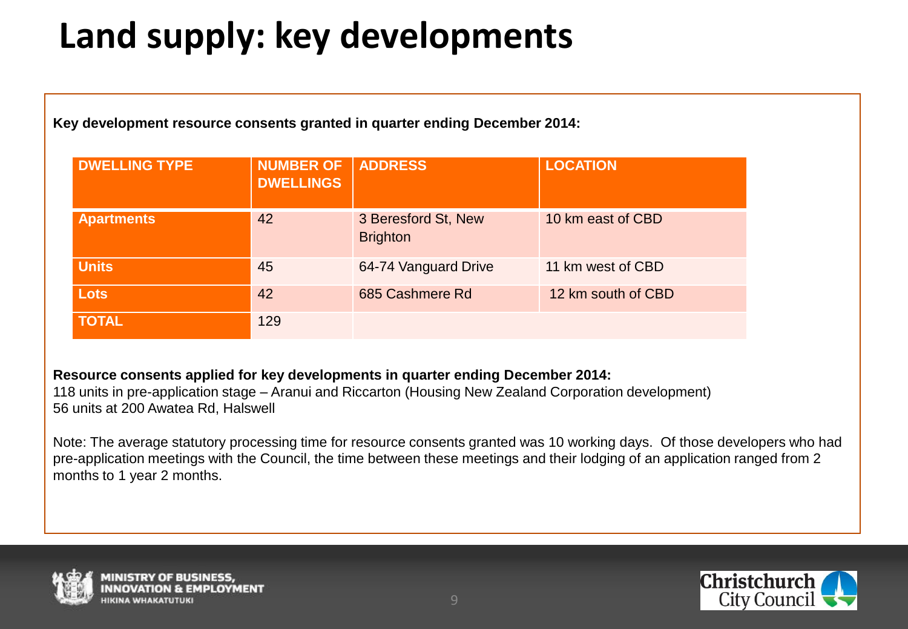# Land supply: key developments

**Key development resource consents granted in quarter ending December 2014:**

| DWELLING TYPE | NUMBER OF DWELLINGS | ADDRESS | LOCATION |
|---|---|---|---|
| **Apartments** | 42 | 3 Beresford St, New Brighton | 10 km east of CBD |
| **Units** | 45 | 64-74 Vanguard Drive | 11 km west of CBD |
| **Lots** | 42 | 685 Cashmere Rd | 12 km south of CBD |
| **TOTAL** | 129 | | |

**Resource consents applied for key developments in quarter ending December 2014:**

118 units in pre-application stage – Aranui and Riccarton (Housing New Zealand Corporation development)
56 units at 200 Awatea Rd, Halswell

Note: The average statutory processing time for resource consents granted was 10 working days. Of those developers who had pre-application meetings with the Council, the time between these meetings and their lodging of an application ranged from 2 months to 1 year 2 months.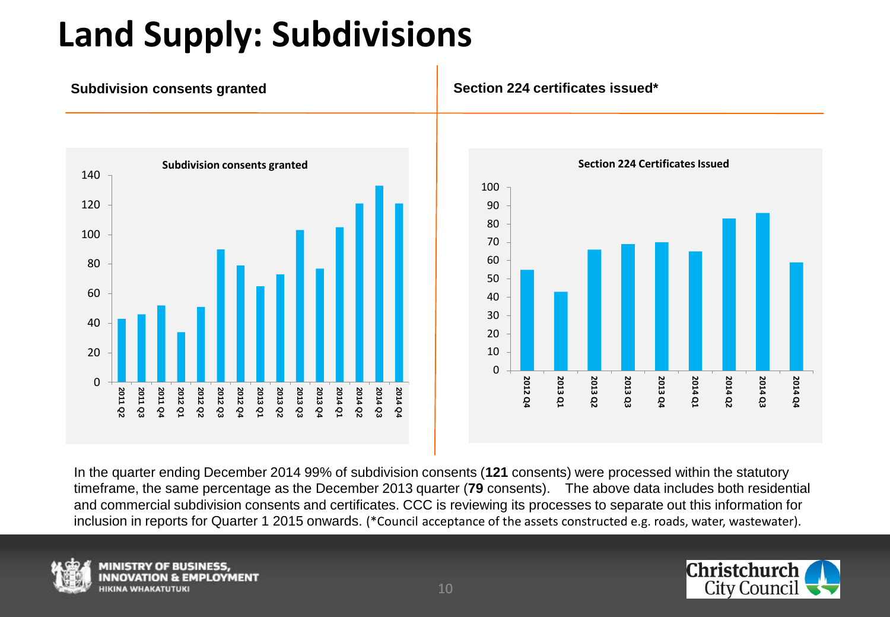# Land Supply: Subdivisions

## Subdivision consents granted

**Subdivision consents granted**

| Quarter | Consents |
|---|---|
| 2011 Q2 | 43 |
| 2011 Q3 | 46 |
| 2011 Q4 | 52 |
| 2012 Q1 | 34 |
| 2012 Q2 | 51 |
| 2012 Q3 | 90 |
| 2012 Q4 | 79 |
| 2013 Q1 | 65 |
| 2013 Q2 | 73 |
| 2013 Q3 | 103 |
| 2013 Q4 | 77 |
| 2014 Q1 | 105 |
| 2014 Q2 | 121 |
| 2014 Q3 | 133 |
| 2014 Q4 | 121 |

## Section 224 certificates issued*

**Section 224 Certificates Issued**

| Quarter | Certificates |
|---|---|
| 2012 Q4 | 55 |
| 2013 Q1 | 43 |
| 2013 Q2 | 66 |
| 2013 Q3 | 69 |
| 2013 Q4 | 70 |
| 2014 Q1 | 65 |
| 2014 Q2 | 83 |
| 2014 Q3 | 86 |
| 2014 Q4 | 59 |

In the quarter ending December 2014 99% of subdivision consents (**121** consents) were processed within the statutory timeframe, the same percentage as the December 2013 quarter (**79** consents). The above data includes both residential and commercial subdivision consents and certificates. CCC is reviewing its processes to separate out this information for inclusion in reports for Quarter 1 2015 onwards. (*Council acceptance of the assets constructed e.g. roads, water, wastewater).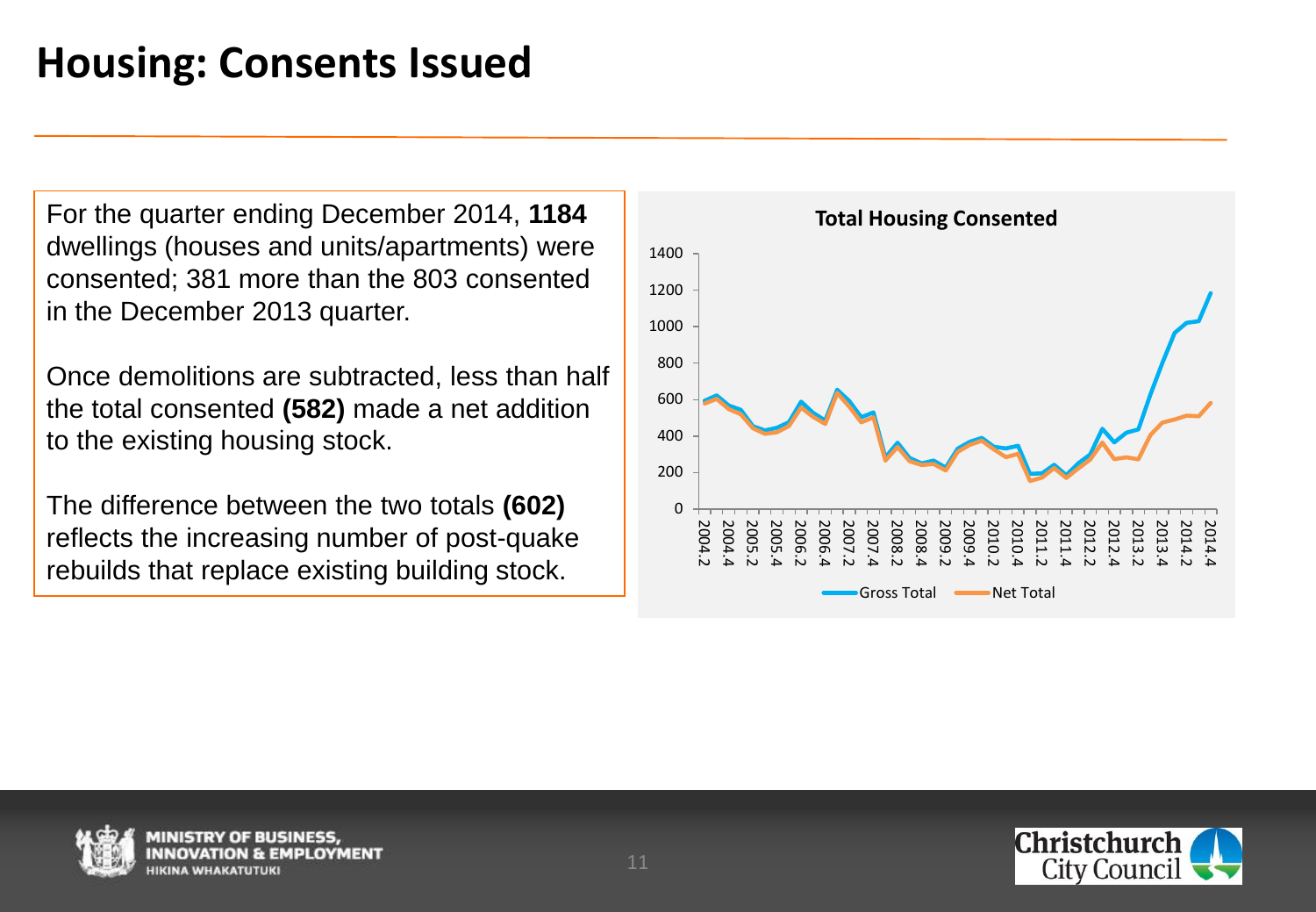# Housing: Consents Issued

For the quarter ending December 2014, **1184** dwellings (houses and units/apartments) were consented; 381 more than the 803 consented in the December 2013 quarter.

Once demolitions are subtracted, less than half the total consented **(582)** made a net addition to the existing housing stock.

The difference between the two totals **(602)** reflects the increasing number of post-quake rebuilds that replace existing building stock.

**Total Housing Consented**

Gross Total | Net Total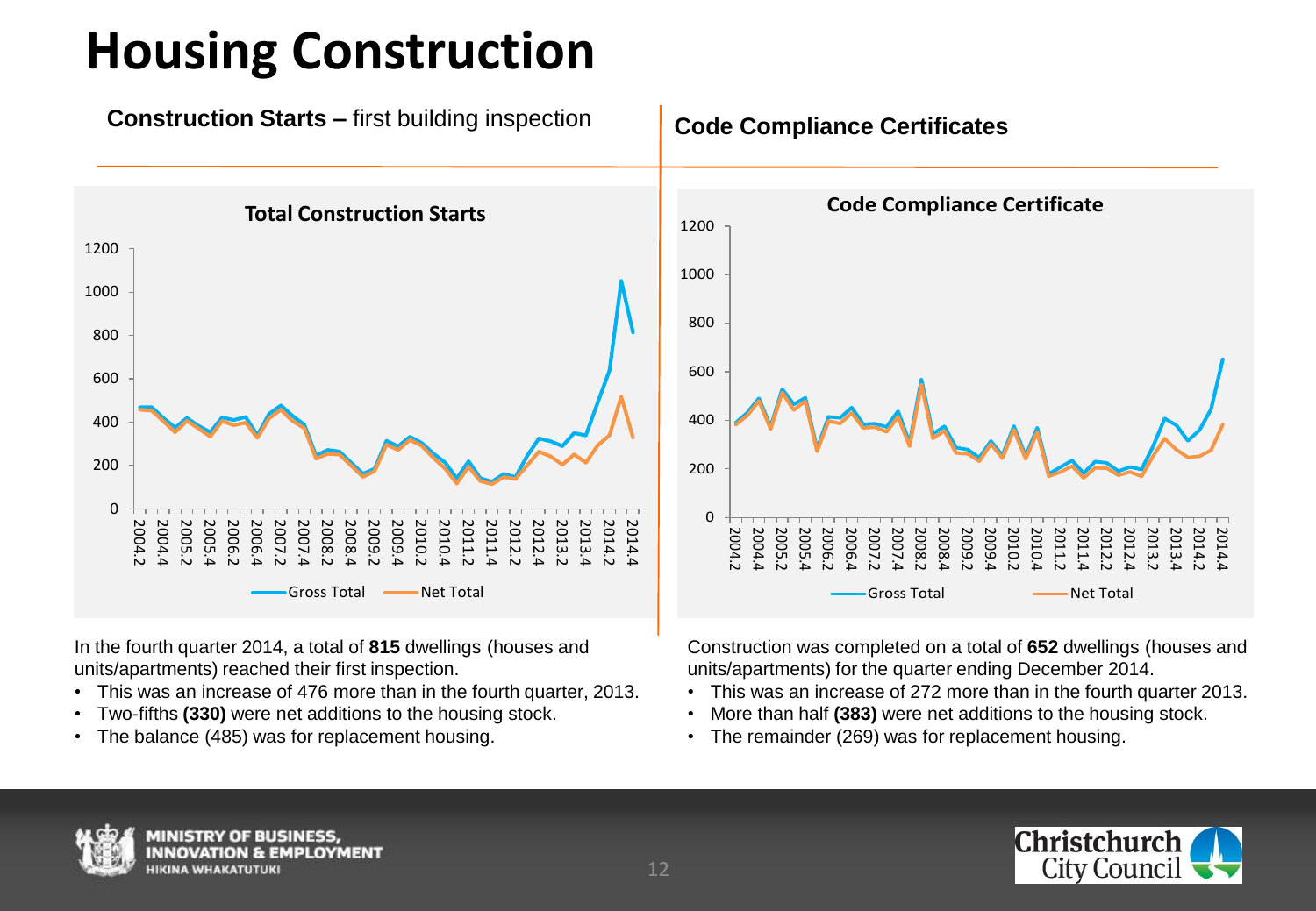# Housing Construction

**Construction Starts –** first building inspection

In the fourth quarter 2014, a total of **815** dwellings (houses and units/apartments) reached their first inspection.

- This was an increase of 476 more than in the fourth quarter, 2013.
- Two-fifths **(330)** were net additions to the housing stock.
- The balance (485) was for replacement housing.

**Code Compliance Certificates**

Construction was completed on a total of **652** dwellings (houses and units/apartments) for the quarter ending December 2014.

- This was an increase of 272 more than in the fourth quarter 2013.
- More than half **(383)** were net additions to the housing stock.
- The remainder (269) was for replacement housing.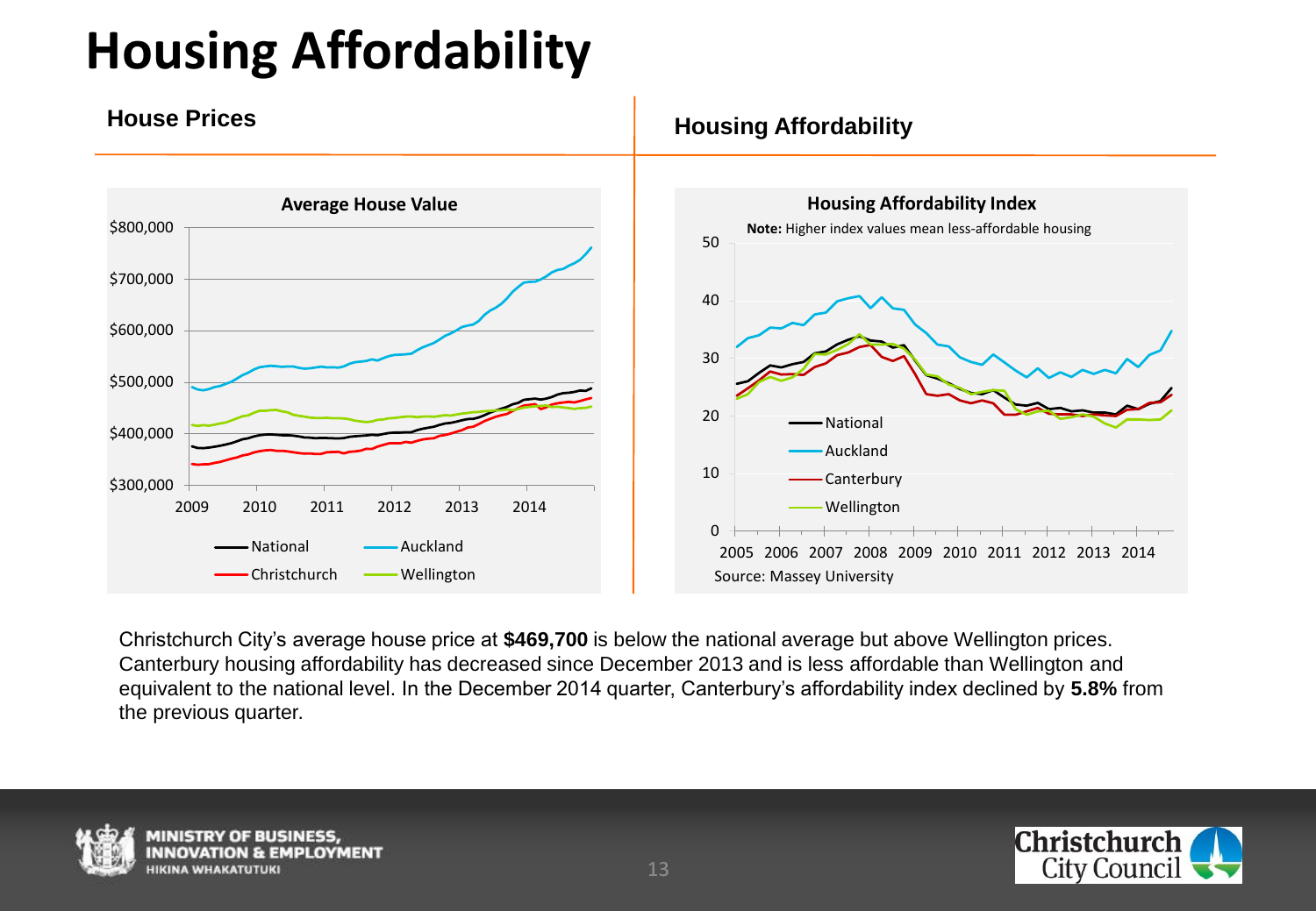# Housing Affordability

## House Prices

**Average House Value**

## Housing Affordability

**Housing Affordability Index**

**Note:** Higher index values mean less-affordable housing

Source: Massey University

Christchurch City's average house price at **$469,700** is below the national average but above Wellington prices. Canterbury housing affordability has decreased since December 2013 and is less affordable than Wellington and equivalent to the national level. In the December 2014 quarter, Canterbury's affordability index declined by **5.8%** from the previous quarter.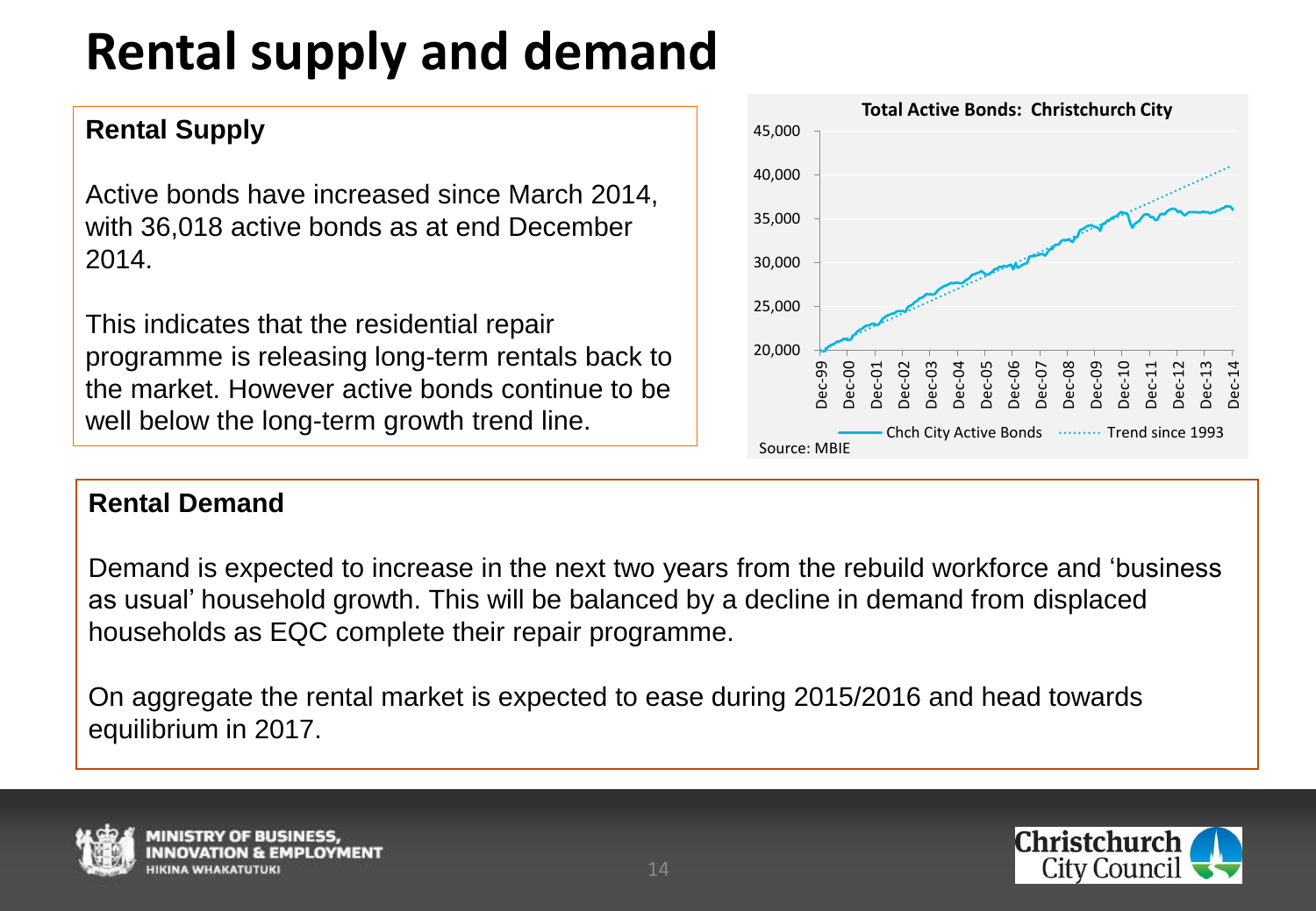# Rental supply and demand

## Rental Supply

Active bonds have increased since March 2014, with 36,018 active bonds as at end December 2014.

This indicates that the residential repair programme is releasing long-term rentals back to the market. However active bonds continue to be well below the long-term growth trend line.

**Total Active Bonds: Christchurch City**

Chch City Active Bonds ········ Trend since 1993

Source: MBIE

## Rental Demand

Demand is expected to increase in the next two years from the rebuild workforce and 'business as usual' household growth. This will be balanced by a decline in demand from displaced households as EQC complete their repair programme.

On aggregate the rental market is expected to ease during 2015/2016 and head towards equilibrium in 2017.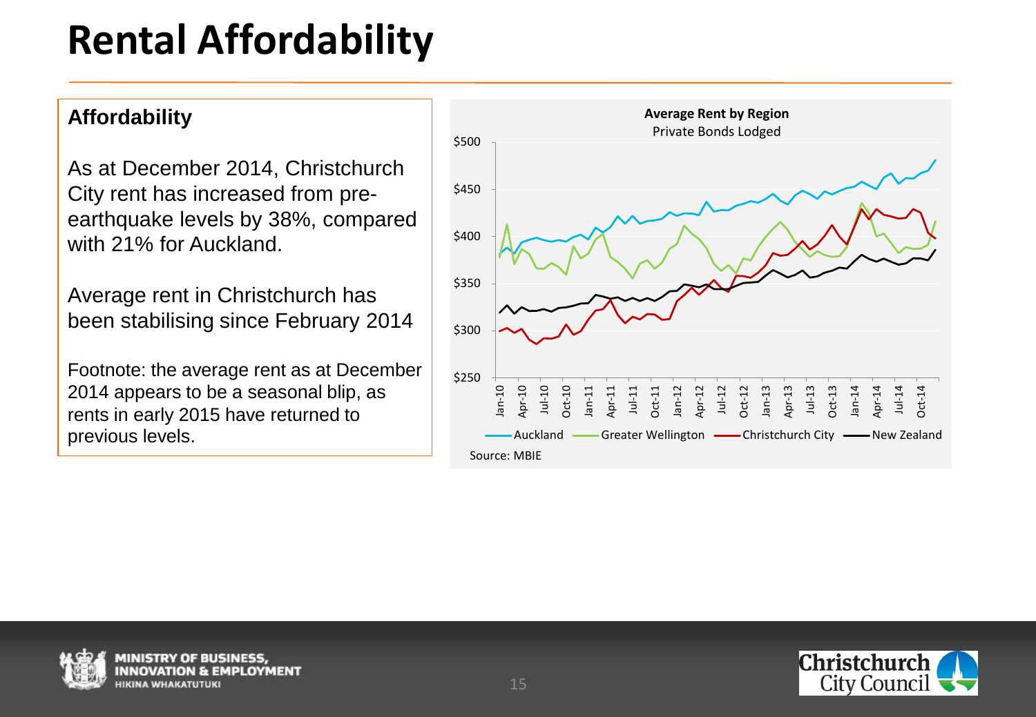# Rental Affordability

## Affordability

As at December 2014, Christchurch City rent has increased from pre-earthquake levels by 38%, compared with 21% for Auckland.

Average rent in Christchurch has been stabilising since February 2014

Footnote: the average rent as at December 2014 appears to be a seasonal blip, as rents in early 2015 have returned to previous levels.

**Average Rent by Region**
Private Bonds Lodged

Auckland — Greater Wellington — Christchurch City — New Zealand

Source: MBIE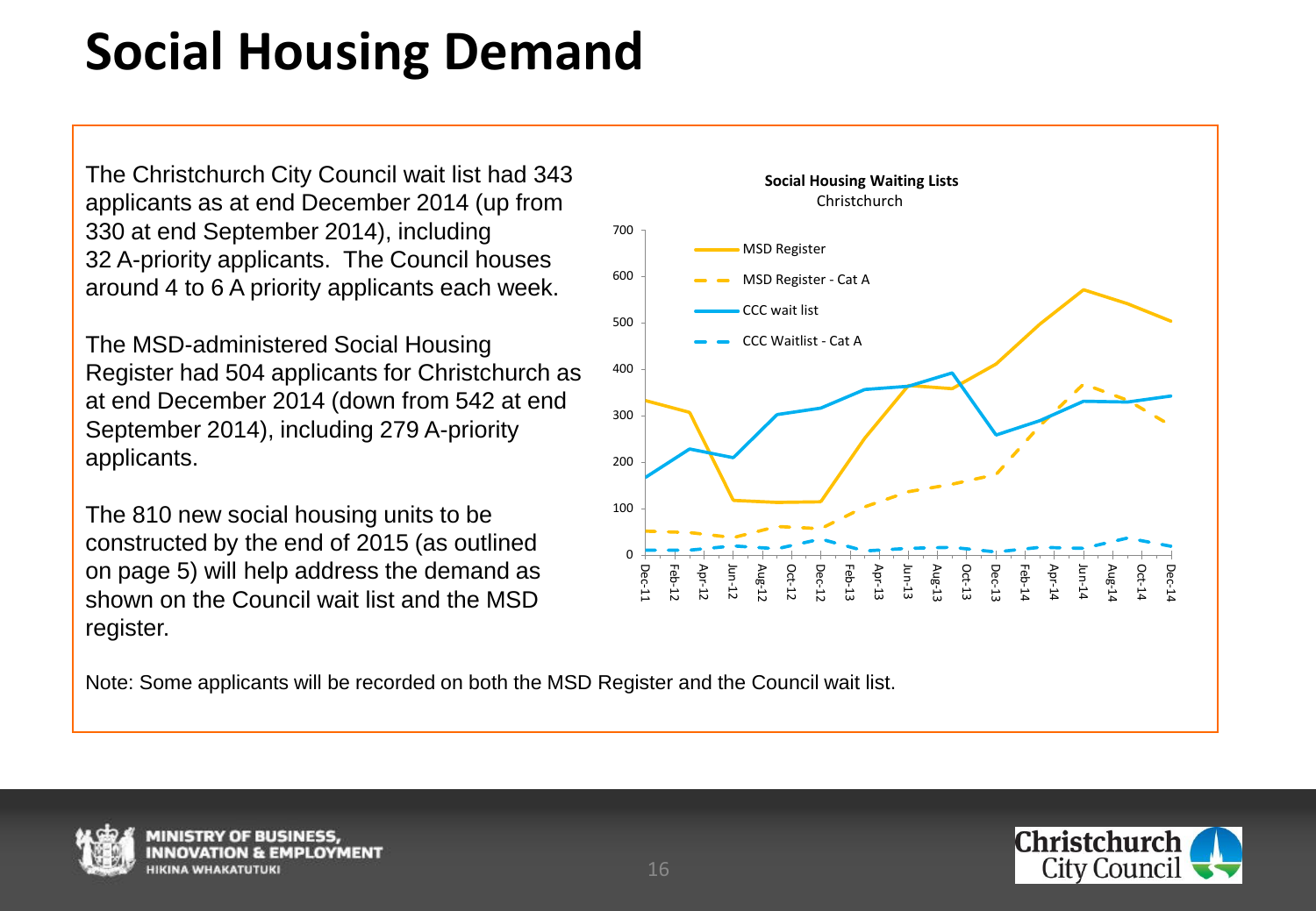# Social Housing Demand

The Christchurch City Council wait list had 343 applicants as at end December 2014 (up from 330 at end September 2014), including 32 A-priority applicants. The Council houses around 4 to 6 A priority applicants each week.

The MSD-administered Social Housing Register had 504 applicants for Christchurch as at end December 2014 (down from 542 at end September 2014), including 279 A-priority applicants.

The 810 new social housing units to be constructed by the end of 2015 (as outlined on page 5) will help address the demand as shown on the Council wait list and the MSD register.

Note: Some applicants will be recorded on both the MSD Register and the Council wait list.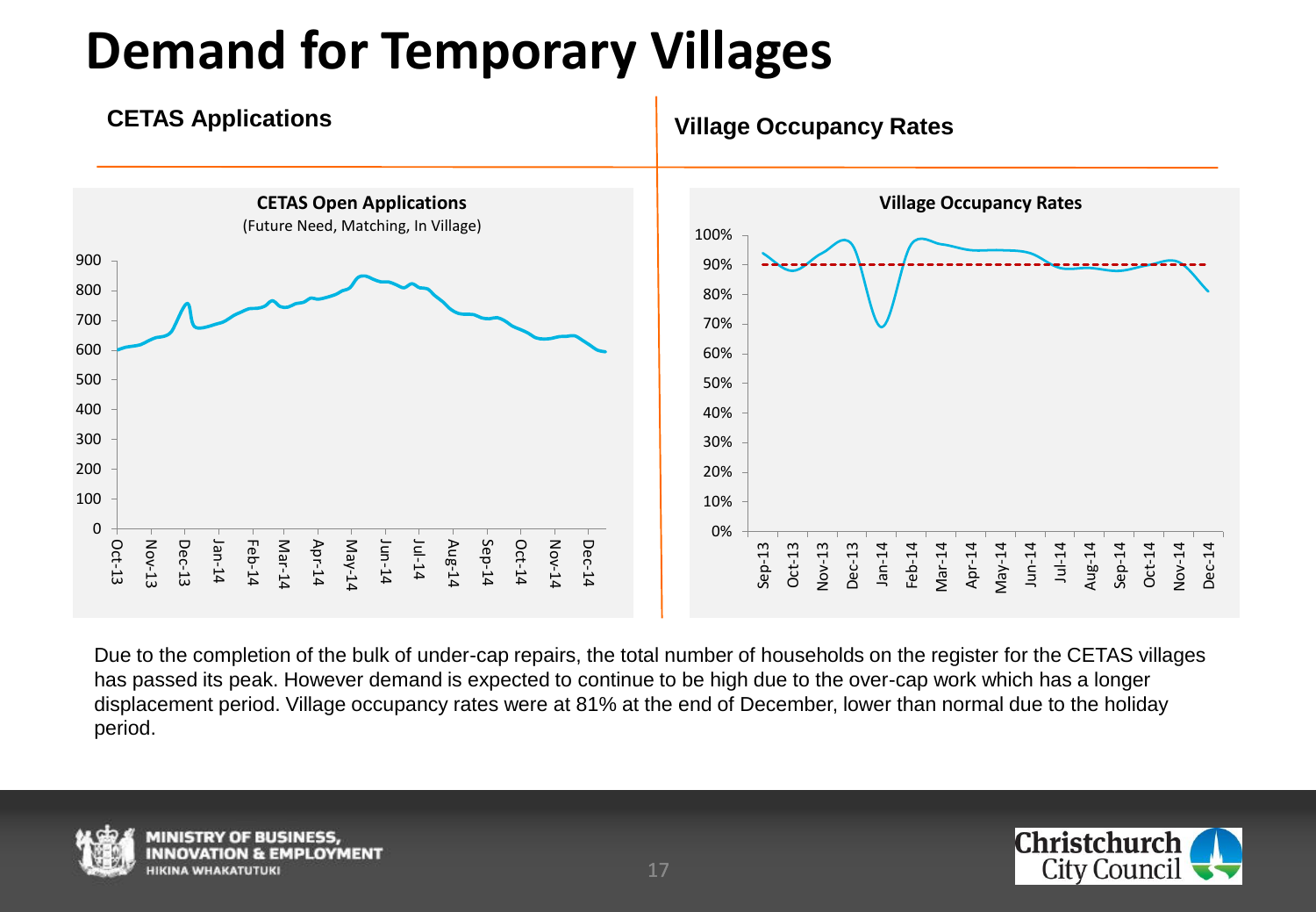# Demand for Temporary Villages

## CETAS Applications

**CETAS Open Applications**

(Future Need, Matching, In Village)

900
800
700
600
500
400
300
200
100
0

Oct-13 Nov-13 Dec-13 Jan-14 Feb-14 Mar-14 Apr-14 May-14 Jun-14 Jul-14 Aug-14 Sep-14 Oct-14 Nov-14 Dec-14

## Village Occupancy Rates

**Village Occupancy Rates**

100%
90%
80%
70%
60%
50%
40%
30%
20%
10%
0%

Sep-13 Oct-13 Nov-13 Dec-13 Jan-14 Feb-14 Mar-14 Apr-14 May-14 Jun-14 Jul-14 Aug-14 Sep-14 Oct-14 Nov-14 Dec-14

Due to the completion of the bulk of under-cap repairs, the total number of households on the register for the CETAS villages has passed its peak. However demand is expected to continue to be high due to the over-cap work which has a longer displacement period. Village occupancy rates were at 81% at the end of December, lower than normal due to the holiday period.

MINISTRY OF BUSINESS, INNOVATION & EMPLOYMENT
HIKINA WHAKATUTUKI

Christchurch City Council